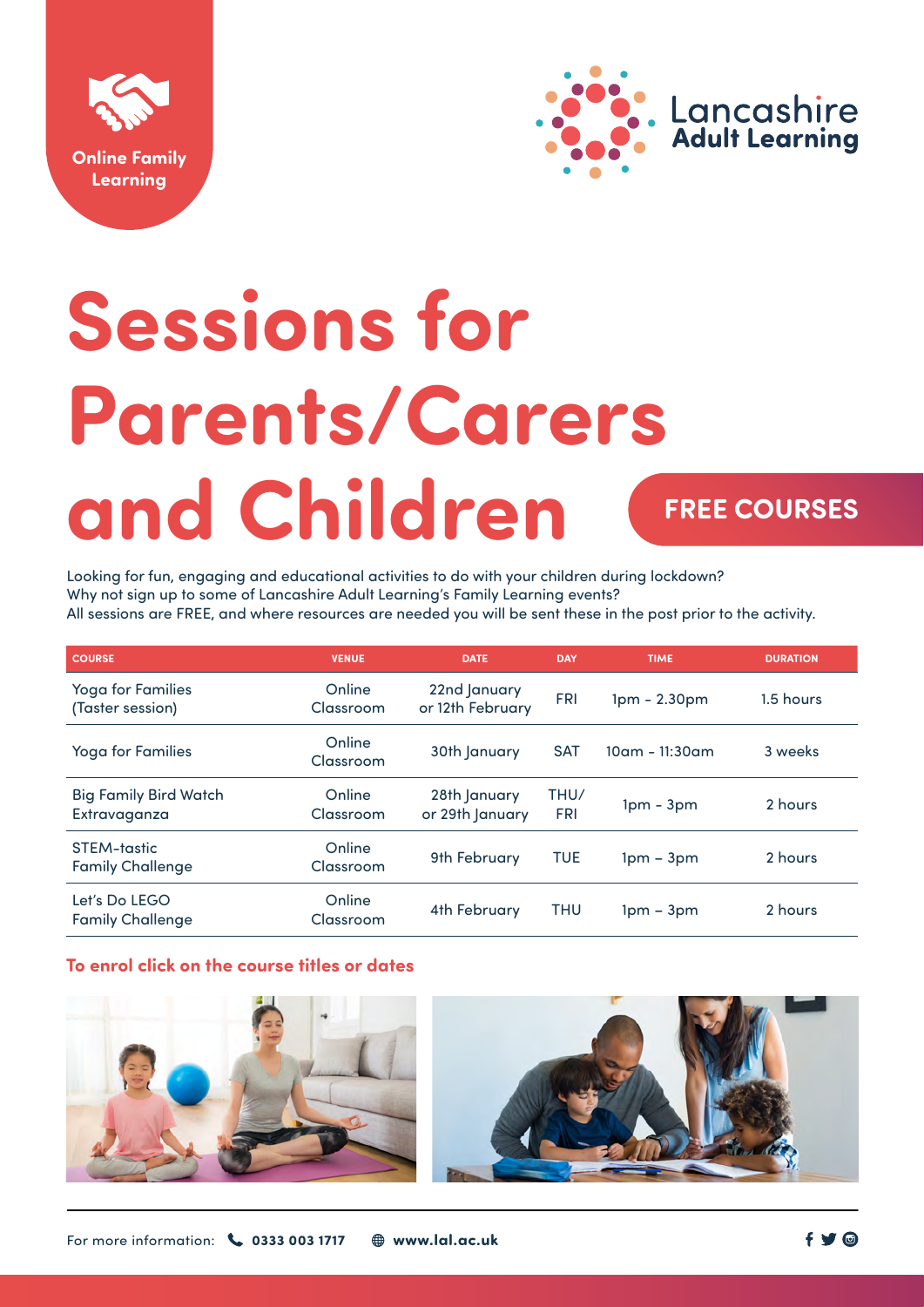Online Family Learning

Lancashire Adult Learning

# Sessions for Parents/Carers and Children

**FREE COURSES**

Looking for fun, engaging and educational activities to do with your children during lockdown?
Why not sign up to some of Lancashire Adult Learning's Family Learning events?
All sessions are FREE, and where resources are needed you will be sent these in the post prior to the activity.

| COURSE | VENUE | DATE | DAY | TIME | DURATION |
|---|---|---|---|---|---|
| Yoga for Families (Taster session) | Online Classroom | 22nd January or 12th February | FRI | 1pm - 2.30pm | 1.5 hours |
| Yoga for Families | Online Classroom | 30th January | SAT | 10am - 11:30am | 3 weeks |
| Big Family Bird Watch Extravaganza | Online Classroom | 28th January or 29th January | THU/ FRI | 1pm - 3pm | 2 hours |
| STEM-tastic Family Challenge | Online Classroom | 9th February | TUE | 1pm – 3pm | 2 hours |
| Let's Do LEGO Family Challenge | Online Classroom | 4th February | THU | 1pm – 3pm | 2 hours |

**To enrol click on the course titles or dates**

For more information: **0333 003 1717** **www.lal.ac.uk**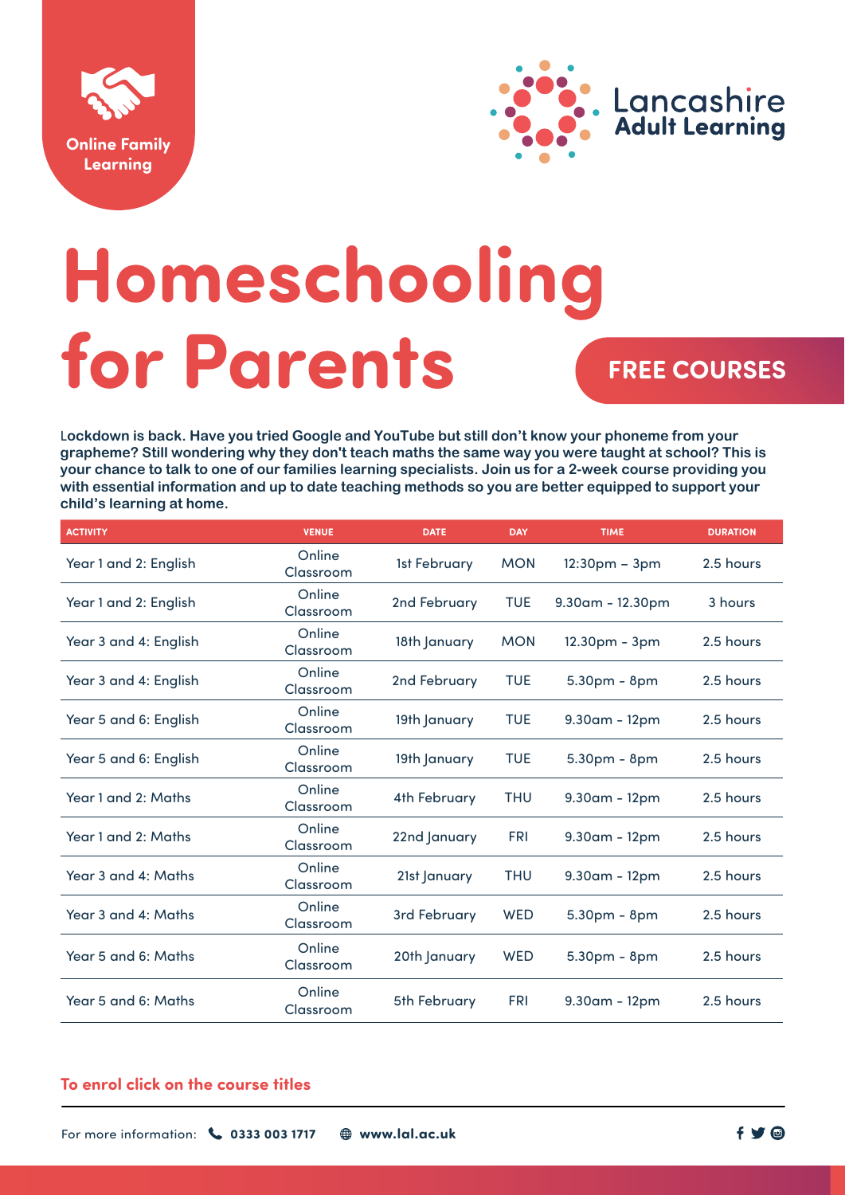Online Family Learning

Lancashire Adult Learning

# Homeschooling for Parents

**FREE COURSES**

**Lockdown is back. Have you tried Google and YouTube but still don't know your phoneme from your grapheme? Still wondering why they don't teach maths the same way you were taught at school? This is your chance to talk to one of our families learning specialists. Join us for a 2-week course providing you with essential information and up to date teaching methods so you are better equipped to support your child's learning at home.**

| ACTIVITY | VENUE | DATE | DAY | TIME | DURATION |
|---|---|---|---|---|---|
| Year 1 and 2: English | Online Classroom | 1st February | MON | 12:30pm – 3pm | 2.5 hours |
| Year 1 and 2: English | Online Classroom | 2nd February | TUE | 9.30am - 12.30pm | 3 hours |
| Year 3 and 4: English | Online Classroom | 18th January | MON | 12.30pm - 3pm | 2.5 hours |
| Year 3 and 4: English | Online Classroom | 2nd February | TUE | 5.30pm - 8pm | 2.5 hours |
| Year 5 and 6: English | Online Classroom | 19th January | TUE | 9.30am - 12pm | 2.5 hours |
| Year 5 and 6: English | Online Classroom | 19th January | TUE | 5.30pm - 8pm | 2.5 hours |
| Year 1 and 2: Maths | Online Classroom | 4th February | THU | 9.30am - 12pm | 2.5 hours |
| Year 1 and 2: Maths | Online Classroom | 22nd January | FRI | 9.30am - 12pm | 2.5 hours |
| Year 3 and 4: Maths | Online Classroom | 21st January | THU | 9.30am - 12pm | 2.5 hours |
| Year 3 and 4: Maths | Online Classroom | 3rd February | WED | 5.30pm - 8pm | 2.5 hours |
| Year 5 and 6: Maths | Online Classroom | 20th January | WED | 5.30pm - 8pm | 2.5 hours |
| Year 5 and 6: Maths | Online Classroom | 5th February | FRI | 9.30am - 12pm | 2.5 hours |

**To enrol click on the course titles**

For more information: **0333 003 1717** **www.lal.ac.uk**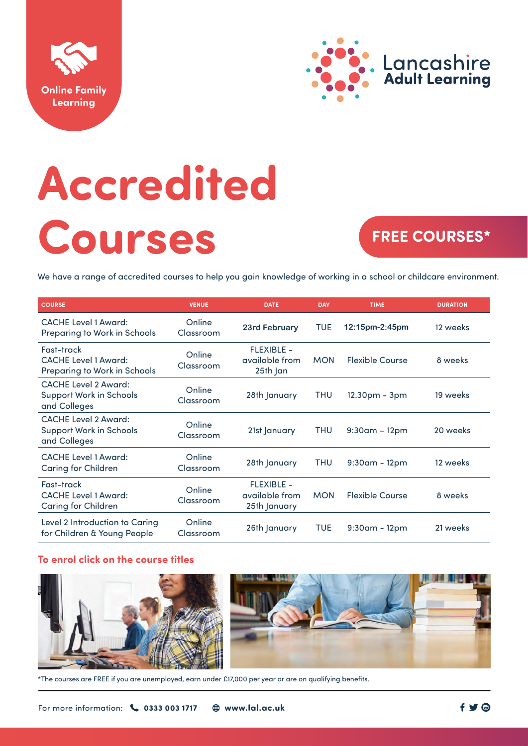Online Family Learning

Lancashire Adult Learning

# Accredited Courses

**FREE COURSES***

We have a range of accredited courses to help you gain knowledge of working in a school or childcare environment.

| COURSE | VENUE | DATE | DAY | TIME | DURATION |
|---|---|---|---|---|---|
| CACHE Level 1 Award: Preparing to Work in Schools | Online Classroom | 23rd February | TUE | 12:15pm-2:45pm | 12 weeks |
| Fast-track CACHE Level 1 Award: Preparing to Work in Schools | Online Classroom | FLEXIBLE - available from 25th Jan | MON | Flexible Course | 8 weeks |
| CACHE Level 2 Award: Support Work in Schools and Colleges | Online Classroom | 28th January | THU | 12.30pm - 3pm | 19 weeks |
| CACHE Level 2 Award: Support Work in Schools and Colleges | Online Classroom | 21st January | THU | 9:30am – 12pm | 20 weeks |
| CACHE Level 1 Award: Caring for Children | Online Classroom | 28th January | THU | 9:30am - 12pm | 12 weeks |
| Fast-track CACHE Level 1 Award: Caring for Children | Online Classroom | FLEXIBLE - available from 25th January | MON | Flexible Course | 8 weeks |
| Level 2 Introduction to Caring for Children & Young People | Online Classroom | 26th January | TUE | 9:30am - 12pm | 21 weeks |

**To enrol click on the course titles**

*The courses are FREE if you are unemployed, earn under £17,000 per year or are on qualifying benefits.

For more information: **0333 003 1717** **www.lal.ac.uk**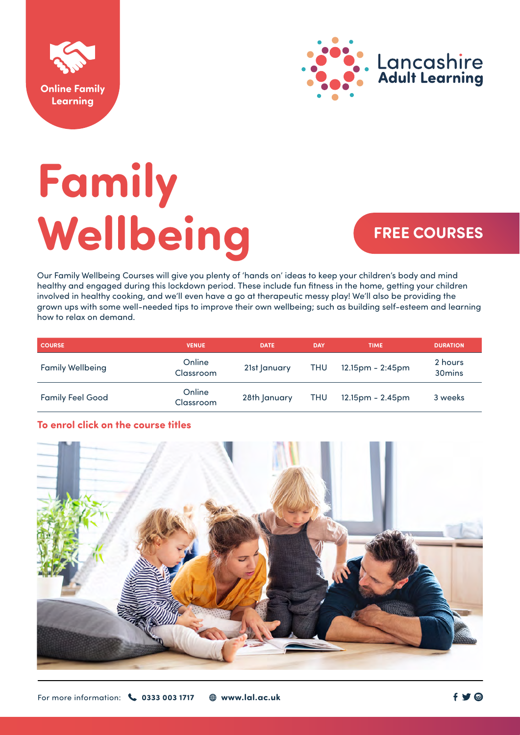Online Family Learning

Lancashire Adult Learning

# Family Wellbeing

**FREE COURSES**

Our Family Wellbeing Courses will give you plenty of 'hands on' ideas to keep your children's body and mind healthy and engaged during this lockdown period. These include fun fitness in the home, getting your children involved in healthy cooking, and we'll even have a go at therapeutic messy play! We'll also be providing the grown ups with some well-needed tips to improve their own wellbeing; such as building self-esteem and learning how to relax on demand.

| COURSE | VENUE | DATE | DAY | TIME | DURATION |
|---|---|---|---|---|---|
| Family Wellbeing | Online Classroom | 21st January | THU | 12.15pm - 2:45pm | 2 hours 30mins |
| Family Feel Good | Online Classroom | 28th January | THU | 12.15pm - 2.45pm | 3 weeks |

**To enrol click on the course titles**

For more information: **0333 003 1717** **www.lal.ac.uk**